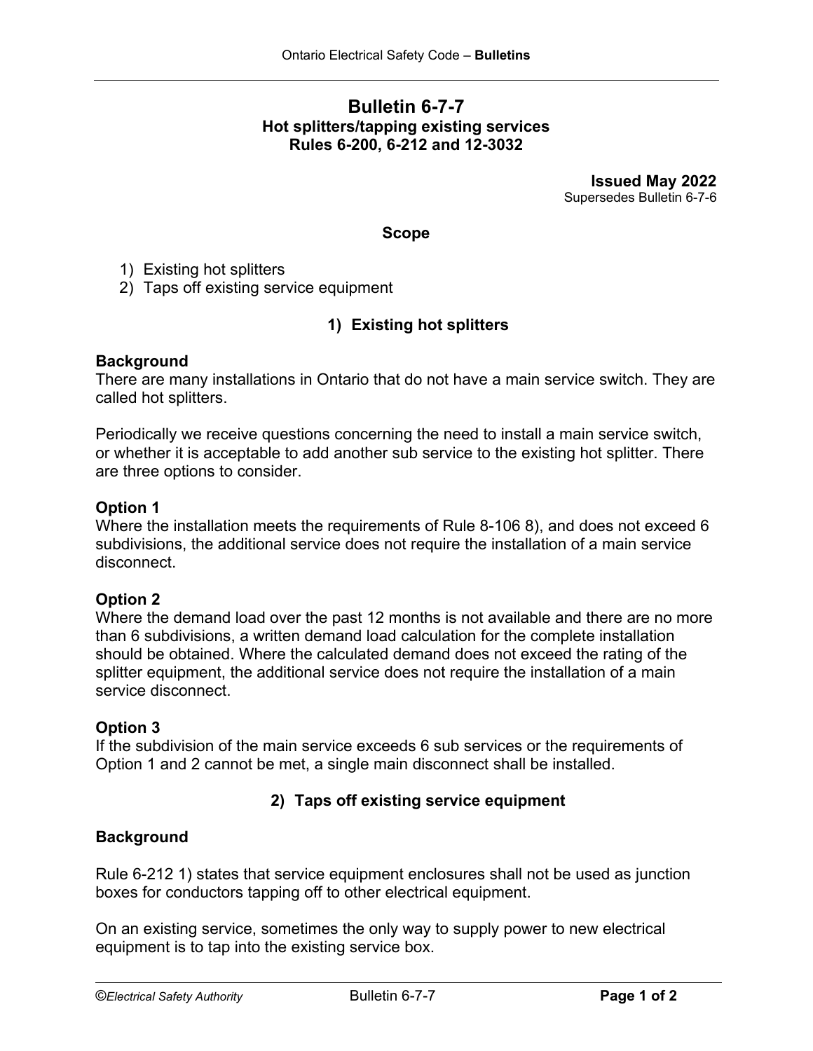# Bulletin 6-7-7

## Hot splitters/tapping existing services
## Rules 6-200, 6-212 and 12-3032

**Issued May 2022**
Supersedes Bulletin 6-7-6

### Scope

1) Existing hot splitters
2) Taps off existing service equipment

## 1) Existing hot splitters

**Background**

There are many installations in Ontario that do not have a main service switch. They are called hot splitters.

Periodically we receive questions concerning the need to install a main service switch, or whether it is acceptable to add another sub service to the existing hot splitter. There are three options to consider.

**Option 1**

Where the installation meets the requirements of Rule 8-106 8), and does not exceed 6 subdivisions, the additional service does not require the installation of a main service disconnect.

**Option 2**

Where the demand load over the past 12 months is not available and there are no more than 6 subdivisions, a written demand load calculation for the complete installation should be obtained. Where the calculated demand does not exceed the rating of the splitter equipment, the additional service does not require the installation of a main service disconnect.

**Option 3**

If the subdivision of the main service exceeds 6 sub services or the requirements of Option 1 and 2 cannot be met, a single main disconnect shall be installed.

## 2) Taps off existing service equipment

**Background**

Rule 6-212 1) states that service equipment enclosures shall not be used as junction boxes for conductors tapping off to other electrical equipment.

On an existing service, sometimes the only way to supply power to new electrical equipment is to tap into the existing service box.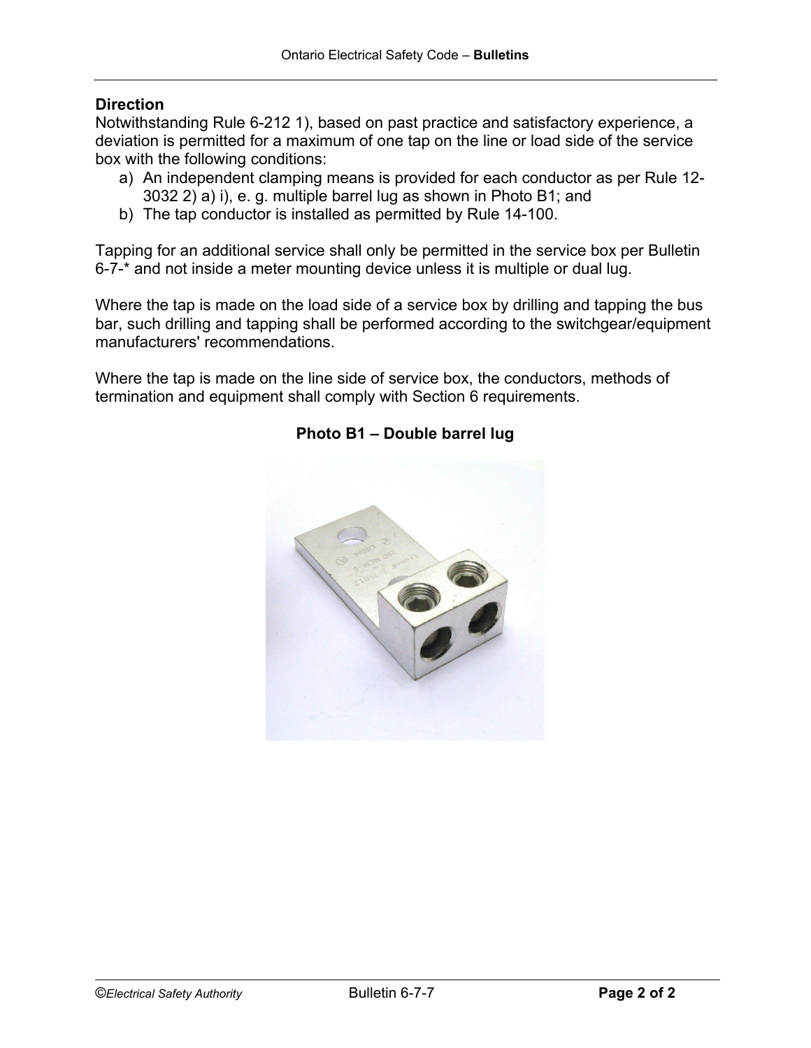**Direction**

Notwithstanding Rule 6-212 1), based on past practice and satisfactory experience, a deviation is permitted for a maximum of one tap on the line or load side of the service box with the following conditions:

a) An independent clamping means is provided for each conductor as per Rule 12-3032 2) a) i), e. g. multiple barrel lug as shown in Photo B1; and
b) The tap conductor is installed as permitted by Rule 14-100.

Tapping for an additional service shall only be permitted in the service box per Bulletin 6-7-* and not inside a meter mounting device unless it is multiple or dual lug.

Where the tap is made on the load side of a service box by drilling and tapping the bus bar, such drilling and tapping shall be performed according to the switchgear/equipment manufacturers' recommendations.

Where the tap is made on the line side of service box, the conductors, methods of termination and equipment shall comply with Section 6 requirements.

**Photo B1 – Double barrel lug**